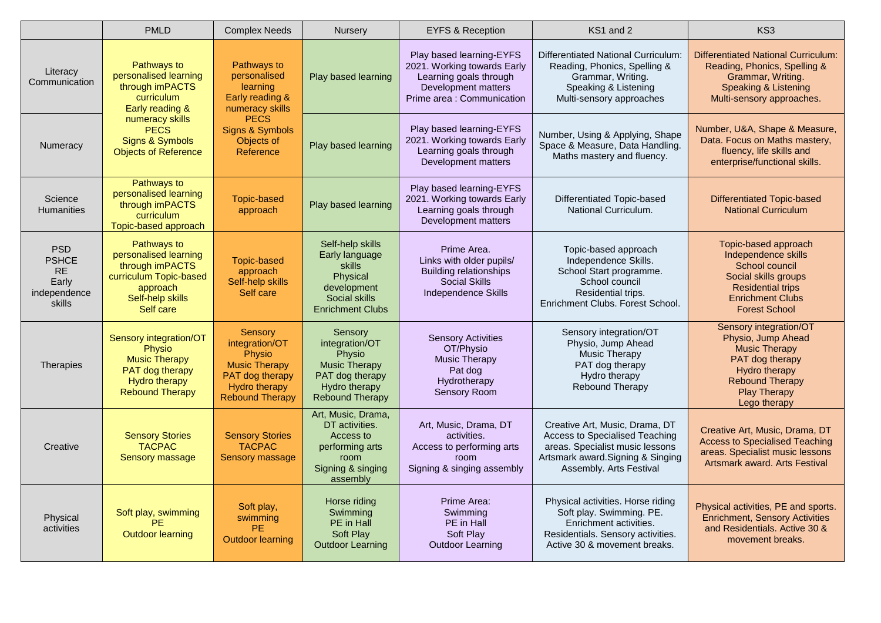| | PMLD | Complex Needs | Nursery | EYFS & Reception | KS1 and 2 | KS3 |
|---|---|---|---|---|---|---|
| Literacy Communication | Pathways to personalised learning through imPACTS curriculum Early reading & numeracy skills PECS Signs & Symbols Objects of Reference | Pathways to personalised learning Early reading & numeracy skills PECS Signs & Symbols Objects of Reference | Play based learning | Play based learning-EYFS 2021. Working towards Early Learning goals through Development matters Prime area : Communication | Differentiated National Curriculum: Reading, Phonics, Spelling & Grammar, Writing. Speaking & Listening Multi-sensory approaches | Differentiated National Curriculum: Reading, Phonics, Spelling & Grammar, Writing. Speaking & Listening Multi-sensory approaches. |
| Numeracy | | | Play based learning | Play based learning-EYFS 2021. Working towards Early Learning goals through Development matters | Number, Using & Applying, Shape Space & Measure, Data Handling. Maths mastery and fluency. | Number, U&A, Shape & Measure, Data. Focus on Maths mastery, fluency, life skills and enterprise/functional skills. |
| Science Humanities | Pathways to personalised learning through imPACTS curriculum Topic-based approach | Topic-based approach | Play based learning | Play based learning-EYFS 2021. Working towards Early Learning goals through Development matters | Differentiated Topic-based National Curriculum. | Differentiated Topic-based National Curriculum |
| PSD PSHCE RE Early independence skills | Pathways to personalised learning through imPACTS curriculum Topic-based approach Self-help skills Self care | Topic-based approach Self-help skills Self care | Self-help skills Early language skills Physical development Social skills Enrichment Clubs | Prime Area. Links with older pupils/ Building relationships Social Skills Independence Skills | Topic-based approach Independence Skills. School Start programme. School council Residential trips. Enrichment Clubs. Forest School. | Topic-based approach Independence skills School council Social skills groups Residential trips Enrichment Clubs Forest School |
| Therapies | Sensory integration/OT Physio Music Therapy PAT dog therapy Hydro therapy Rebound Therapy | Sensory integration/OT Physio Music Therapy PAT dog therapy Hydro therapy Rebound Therapy | Sensory integration/OT Physio Music Therapy PAT dog therapy Hydro therapy Rebound Therapy | Sensory Activities OT/Physio Music Therapy Pat dog Hydrotherapy Sensory Room | Sensory integration/OT Physio, Jump Ahead Music Therapy PAT dog therapy Hydro therapy Rebound Therapy | Sensory integration/OT Physio, Jump Ahead Music Therapy PAT dog therapy Hydro therapy Rebound Therapy Play Therapy Lego therapy |
| Creative | Sensory Stories TACPAC Sensory massage | Sensory Stories TACPAC Sensory massage | Art, Music, Drama, DT activities. Access to performing arts room Signing & singing assembly | Art, Music, Drama, DT activities. Access to performing arts room Signing & singing assembly | Creative Art, Music, Drama, DT Access to Specialised Teaching areas. Specialist music lessons Artsmark award.Signing & Singing Assembly. Arts Festival | Creative Art, Music, Drama, DT Access to Specialised Teaching areas. Specialist music lessons Artsmark award. Arts Festival |
| Physical activities | Soft play, swimming PE Outdoor learning | Soft play, swimming PE Outdoor learning | Horse riding Swimming PE in Hall Soft Play Outdoor Learning | Prime Area: Swimming PE in Hall Soft Play Outdoor Learning | Physical activities. Horse riding Soft play. Swimming. PE. Enrichment activities. Residentials. Sensory activities. Active 30 & movement breaks. | Physical activities, PE and sports. Enrichment, Sensory Activities and Residentials. Active 30 & movement breaks. |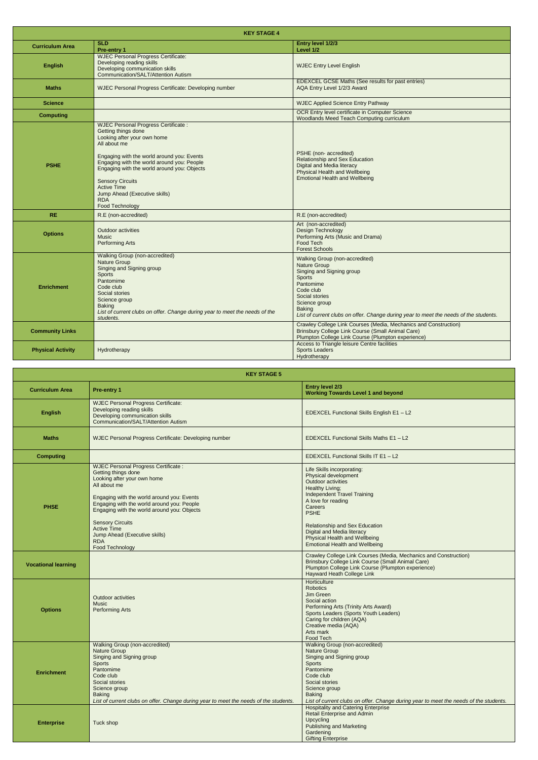| KEY STAGE 4 | | |
|---|---|---|
| **Curriculum Area** | **SLD**<br>**Pre-entry 1** | **Entry level 1/2/3**<br>**Level 1/2** |
| **English** | WJEC Personal Progress Certificate:<br>Developing reading skills<br>Developing communication skills<br>Communication/SALT/Attention Autism | WJEC Entry Level English |
| **Maths** | WJEC Personal Progress Certificate: Developing number | EDEXCEL GCSE Maths (See results for past entries)<br>AQA Entry Level 1/2/3 Award |
| **Science** | | WJEC Applied Science Entry Pathway |
| **Computing** | | OCR Entry level certificate in Computer Science<br>Woodlands Meed Teach Computing curriculum |
| **PSHE** | WJEC Personal Progress Certificate :<br>Getting things done<br>Looking after your own home<br>All about me<br><br>Engaging with the world around you: Events<br>Engaging with the world around you: People<br>Engaging with the world around you: Objects<br><br>Sensory Circuits<br>Active Time<br>Jump Ahead (Executive skills)<br>RDA<br>Food Technology | PSHE (non- accredited)<br>Relationship and Sex Education<br>Digital and Media literacy<br>Physical Health and Wellbeing<br>Emotional Health and Wellbeing |
| **RE** | R.E (non-accredited) | R.E (non-accredited) |
| **Options** | Outdoor activities<br>Music<br>Performing Arts | Art (non-accredited)<br>Design Technology<br>Performing Arts (Music and Drama)<br>Food Tech<br>Forest Schools |
| **Enrichment** | Walking Group (non-accredited)<br>Nature Group<br>Singing and Signing group<br>Sports<br>Pantomime<br>Code club<br>Social stories<br>Science group<br>Baking<br>*List of current clubs on offer. Change during year to meet the needs of the students.* | Walking Group (non-accredited)<br>Nature Group<br>Singing and Signing group<br>Sports<br>Pantomime<br>Code club<br>Social stories<br>Science group<br>Baking<br>*List of current clubs on offer. Change during year to meet the needs of the students.* |
| **Community Links** | | Crawley College Link Courses (Media, Mechanics and Construction)<br>Brinsbury College Link Course (Small Animal Care)<br>Plumpton College Link Course (Plumpton experience) |
| **Physical Activity** | Hydrotherapy | Access to Triangle leisure Centre facilities<br>Sports Leaders<br>Hydrotherapy |

| KEY STAGE 5 | | |
|---|---|---|
| **Curriculum Area** | **Pre-entry 1** | **Entry level 2/3**<br>**Working Towards Level 1 and beyond** |
| **English** | WJEC Personal Progress Certificate:<br>Developing reading skills<br>Developing communication skills<br>Communication/SALT/Attention Autism | EDEXCEL Functional Skills English E1 – L2 |
| **Maths** | WJEC Personal Progress Certificate: Developing number | EDEXCEL Functional Skills Maths E1 – L2 |
| **Computing** | | EDEXCEL Functional Skills IT E1 – L2 |
| **PHSE** | WJEC Personal Progress Certificate :<br>Getting things done<br>Looking after your own home<br>All about me<br><br>Engaging with the world around you: Events<br>Engaging with the world around you: People<br>Engaging with the world around you: Objects<br><br>Sensory Circuits<br>Active Time<br>Jump Ahead (Executive skills)<br>RDA<br>Food Technology | Life Skills incorporating:<br>Physical development<br>Outdoor activities<br>Healthy Living;<br>Independent Travel Training<br>A love for reading<br>Careers<br>PSHE<br><br>Relationship and Sex Education<br>Digital and Media literacy<br>Physical Health and Wellbeing<br>Emotional Health and Wellbeing |
| **Vocational learning** | | Crawley College Link Courses (Media, Mechanics and Construction)<br>Brinsbury College Link Course (Small Animal Care)<br>Plumpton College Link Course (Plumpton experience)<br>Hayward Heath College Link |
| **Options** | Outdoor activities<br>Music<br>Performing Arts | Horticulture<br>Robotics<br>Jim Green<br>Social action<br>Performing Arts (Trinity Arts Award)<br>Sports Leaders (Sports Youth Leaders)<br>Caring for children (AQA)<br>Creative media (AQA)<br>Arts mark<br>Food Tech |
| **Enrichment** | Walking Group (non-accredited)<br>Nature Group<br>Singing and Signing group<br>Sports<br>Pantomime<br>Code club<br>Social stories<br>Science group<br>Baking<br>*List of current clubs on offer. Change during year to meet the needs of the students.* | Walking Group (non-accredited)<br>Nature Group<br>Singing and Signing group<br>Sports<br>Pantomime<br>Code club<br>Social stories<br>Science group<br>Baking<br>*List of current clubs on offer. Change during year to meet the needs of the students.* |
| **Enterprise** | Tuck shop | Hospitality and Catering Enterprise<br>Retail Enterprise and Admin<br>Upcycling<br>Publishing and Marketing<br>Gardening<br>Gifting Enterprise |